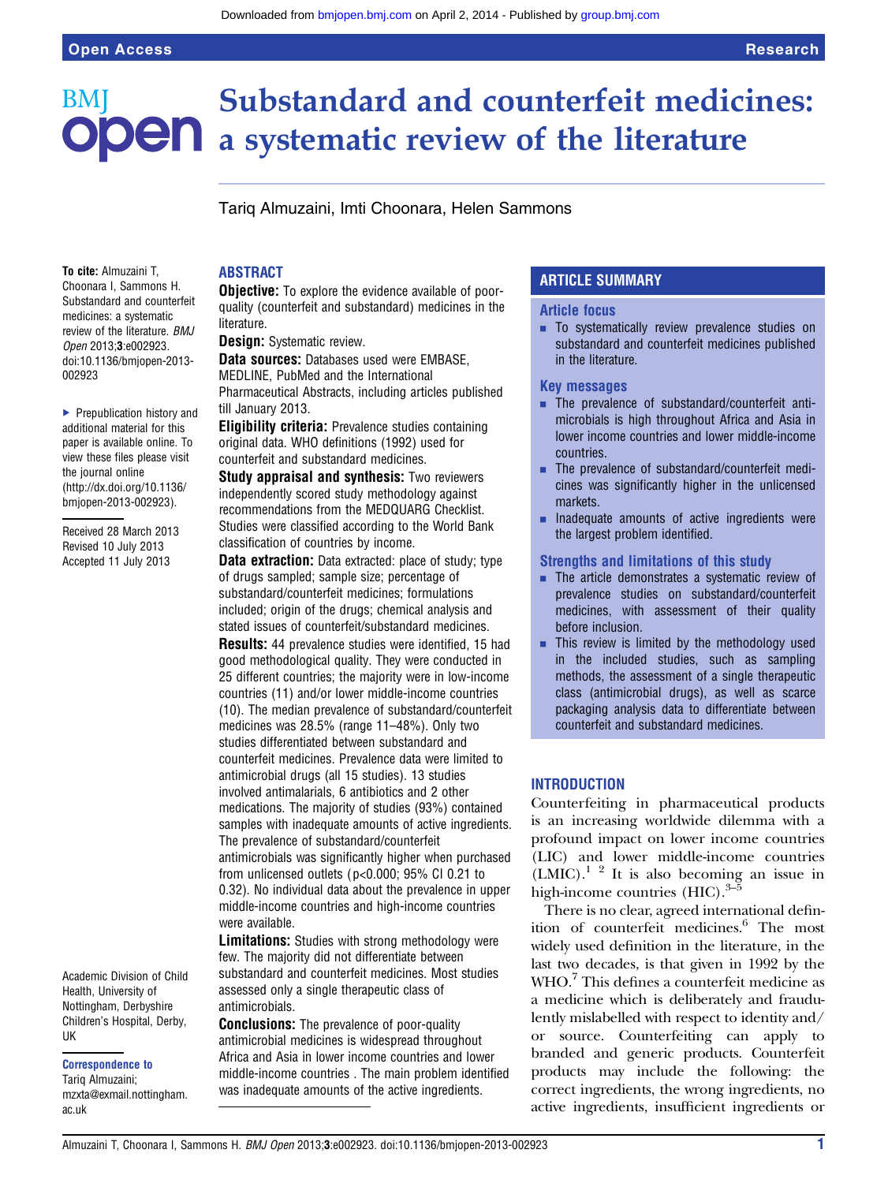# Substandard and counterfeit medicines: a systematic review of the literature

Tariq Almuzaini, Imti Choonara, Helen Sammons

**To cite:** Almuzaini T, Choonara I, Sammons H. Substandard and counterfeit medicines: a systematic review of the literature. *BMJ Open* 2013;**3**:e002923. doi:10.1136/bmjopen-2013-002923

▶ Prepublication history and additional material for this paper is available online. To view these files please visit the journal online (http://dx.doi.org/10.1136/bmjopen-2013-002923).

Received 28 March 2013
Revised 10 July 2013
Accepted 11 July 2013

Academic Division of Child Health, University of Nottingham, Derbyshire Children's Hospital, Derby, UK

**Correspondence to**
Tariq Almuzaini; mzxta@exmail.nottingham.ac.uk

## ABSTRACT

**Objective:** To explore the evidence available of poor-quality (counterfeit and substandard) medicines in the literature.

**Design:** Systematic review.

**Data sources:** Databases used were EMBASE, MEDLINE, PubMed and the International Pharmaceutical Abstracts, including articles published till January 2013.

**Eligibility criteria:** Prevalence studies containing original data. WHO definitions (1992) used for counterfeit and substandard medicines.

**Study appraisal and synthesis:** Two reviewers independently scored study methodology against recommendations from the MEDQUARG Checklist. Studies were classified according to the World Bank classification of countries by income.

**Data extraction:** Data extracted: place of study; type of drugs sampled; sample size; percentage of substandard/counterfeit medicines; formulations included; origin of the drugs; chemical analysis and stated issues of counterfeit/substandard medicines.

**Results:** 44 prevalence studies were identified, 15 had good methodological quality. They were conducted in 25 different countries; the majority were in low-income countries (11) and/or lower middle-income countries (10). The median prevalence of substandard/counterfeit medicines was 28.5% (range 11–48%). Only two studies differentiated between substandard and counterfeit medicines. Prevalence data were limited to antimicrobial drugs (all 15 studies). 13 studies involved antimalarials, 6 antibiotics and 2 other medications. The majority of studies (93%) contained samples with inadequate amounts of active ingredients. The prevalence of substandard/counterfeit antimicrobials was significantly higher when purchased from unlicensed outlets ($p<0.000$; 95% CI 0.21 to 0.32). No individual data about the prevalence in upper middle-income countries and high-income countries were available.

**Limitations:** Studies with strong methodology were few. The majority did not differentiate between substandard and counterfeit medicines. Most studies assessed only a single therapeutic class of antimicrobials.

**Conclusions:** The prevalence of poor-quality antimicrobial medicines is widespread throughout Africa and Asia in lower income countries and lower middle-income countries . The main problem identified was inadequate amounts of the active ingredients.

## ARTICLE SUMMARY

### Article focus

- To systematically review prevalence studies on substandard and counterfeit medicines published in the literature.

### Key messages

- The prevalence of substandard/counterfeit antimicrobials is high throughout Africa and Asia in lower income countries and lower middle-income countries.
- The prevalence of substandard/counterfeit medicines was significantly higher in the unlicensed markets.
- Inadequate amounts of active ingredients were the largest problem identified.

### Strengths and limitations of this study

- The article demonstrates a systematic review of prevalence studies on substandard/counterfeit medicines, with assessment of their quality before inclusion.
- This review is limited by the methodology used in the included studies, such as sampling methods, the assessment of a single therapeutic class (antimicrobial drugs), as well as scarce packaging analysis data to differentiate between counterfeit and substandard medicines.

## INTRODUCTION

Counterfeiting in pharmaceutical products is an increasing worldwide dilemma with a profound impact on lower income countries (LIC) and lower middle-income countries (LMIC).[1 2] It is also becoming an issue in high-income countries (HIC).[3–5]

There is no clear, agreed international definition of counterfeit medicines.[6] The most widely used definition in the literature, in the last two decades, is that given in 1992 by the WHO.[7] This defines a counterfeit medicine as a medicine which is deliberately and fraudulently mislabelled with respect to identity and/or source. Counterfeiting can apply to branded and generic products. Counterfeit products may include the following: the correct ingredients, the wrong ingredients, no active ingredients, insufficient ingredients or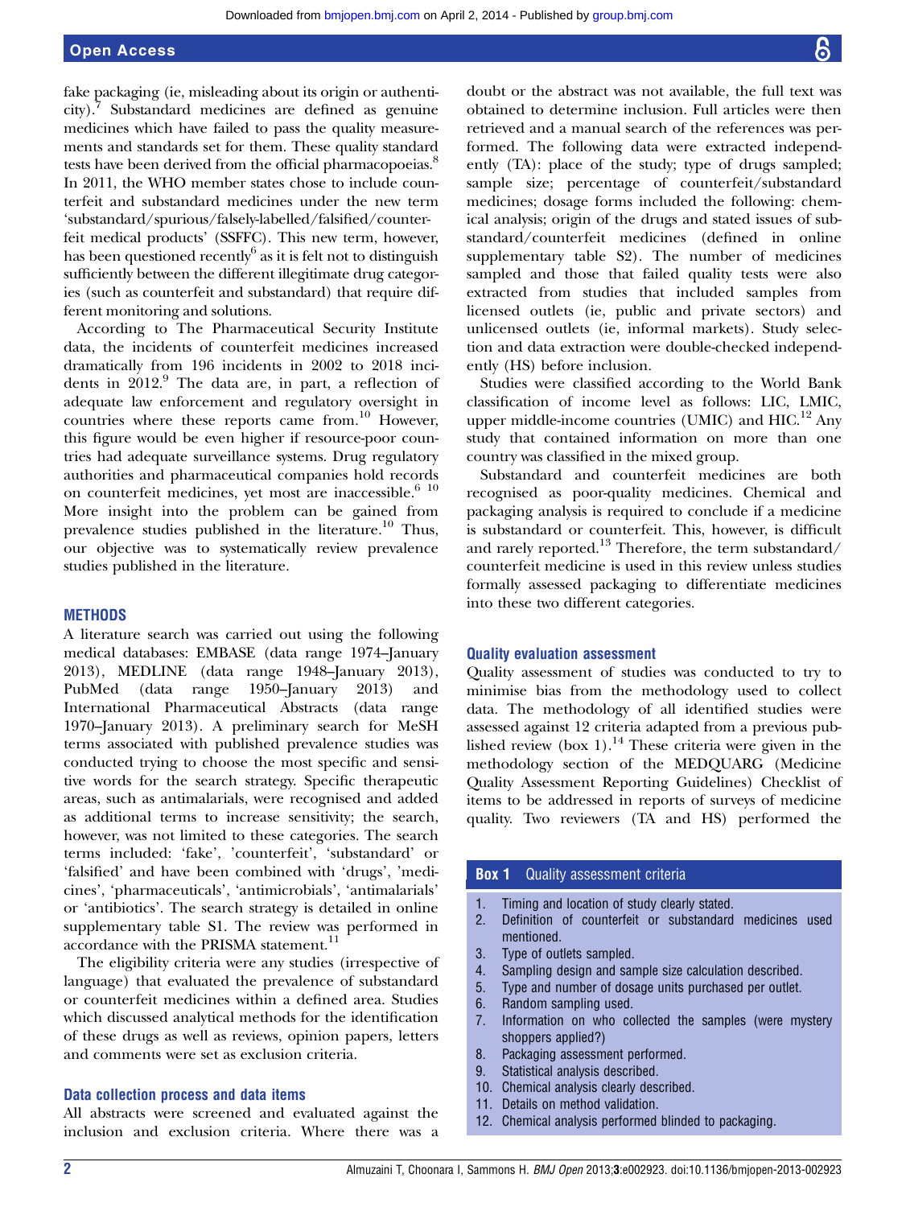fake packaging (ie, misleading about its origin or authenticity).[7] Substandard medicines are defined as genuine medicines which have failed to pass the quality measurements and standards set for them. These quality standard tests have been derived from the official pharmacopoeias.[8] In 2011, the WHO member states chose to include counterfeit and substandard medicines under the new term 'substandard/spurious/falsely-labelled/falsified/counterfeit medical products' (SSFFC). This new term, however, has been questioned recently[6] as it is felt not to distinguish sufficiently between the different illegitimate drug categories (such as counterfeit and substandard) that require different monitoring and solutions.

According to The Pharmaceutical Security Institute data, the incidents of counterfeit medicines increased dramatically from 196 incidents in 2002 to 2018 incidents in 2012.[9] The data are, in part, a reflection of adequate law enforcement and regulatory oversight in countries where these reports came from.[10] However, this figure would be even higher if resource-poor countries had adequate surveillance systems. Drug regulatory authorities and pharmaceutical companies hold records on counterfeit medicines, yet most are inaccessible.[6,10] More insight into the problem can be gained from prevalence studies published in the literature.[10] Thus, our objective was to systematically review prevalence studies published in the literature.

## METHODS

A literature search was carried out using the following medical databases: EMBASE (data range 1974–January 2013), MEDLINE (data range 1948–January 2013), PubMed (data range 1950–January 2013) and International Pharmaceutical Abstracts (data range 1970–January 2013). A preliminary search for MeSH terms associated with published prevalence studies was conducted trying to choose the most specific and sensitive words for the search strategy. Specific therapeutic areas, such as antimalarials, were recognised and added as additional terms to increase sensitivity; the search, however, was not limited to these categories. The search terms included: 'fake', 'counterfeit', 'substandard' or 'falsified' and have been combined with 'drugs', 'medicines', 'pharmaceuticals', 'antimicrobials', 'antimalarials' or 'antibiotics'. The search strategy is detailed in online supplementary table S1. The review was performed in accordance with the PRISMA statement.[11]

The eligibility criteria were any studies (irrespective of language) that evaluated the prevalence of substandard or counterfeit medicines within a defined area. Studies which discussed analytical methods for the identification of these drugs as well as reviews, opinion papers, letters and comments were set as exclusion criteria.

### Data collection process and data items

All abstracts were screened and evaluated against the inclusion and exclusion criteria. Where there was a doubt or the abstract was not available, the full text was obtained to determine inclusion. Full articles were then retrieved and a manual search of the references was performed. The following data were extracted independently (TA): place of the study; type of drugs sampled; sample size; percentage of counterfeit/substandard medicines; dosage forms included the following: chemical analysis; origin of the drugs and stated issues of substandard/counterfeit medicines (defined in online supplementary table S2). The number of medicines sampled and those that failed quality tests were also extracted from studies that included samples from licensed outlets (ie, public and private sectors) and unlicensed outlets (ie, informal markets). Study selection and data extraction were double-checked independently (HS) before inclusion.

Studies were classified according to the World Bank classification of income level as follows: LIC, LMIC, upper middle-income countries (UMIC) and HIC.[12] Any study that contained information on more than one country was classified in the mixed group.

Substandard and counterfeit medicines are both recognised as poor-quality medicines. Chemical and packaging analysis is required to conclude if a medicine is substandard or counterfeit. This, however, is difficult and rarely reported.[13] Therefore, the term substandard/counterfeit medicine is used in this review unless studies formally assessed packaging to differentiate medicines into these two different categories.

### Quality evaluation assessment

Quality assessment of studies was conducted to try to minimise bias from the methodology used to collect data. The methodology of all identified studies were assessed against 12 criteria adapted from a previous published review (box 1).[14] These criteria were given in the methodology section of the MEDQUARG (Medicine Quality Assessment Reporting Guidelines) Checklist of items to be addressed in reports of surveys of medicine quality. Two reviewers (TA and HS) performed the

**Box 1 Quality assessment criteria**

1. Timing and location of study clearly stated.
2. Definition of counterfeit or substandard medicines used mentioned.
3. Type of outlets sampled.
4. Sampling design and sample size calculation described.
5. Type and number of dosage units purchased per outlet.
6. Random sampling used.
7. Information on who collected the samples (were mystery shoppers applied?)
8. Packaging assessment performed.
9. Statistical analysis described.
10. Chemical analysis clearly described.
11. Details on method validation.
12. Chemical analysis performed blinded to packaging.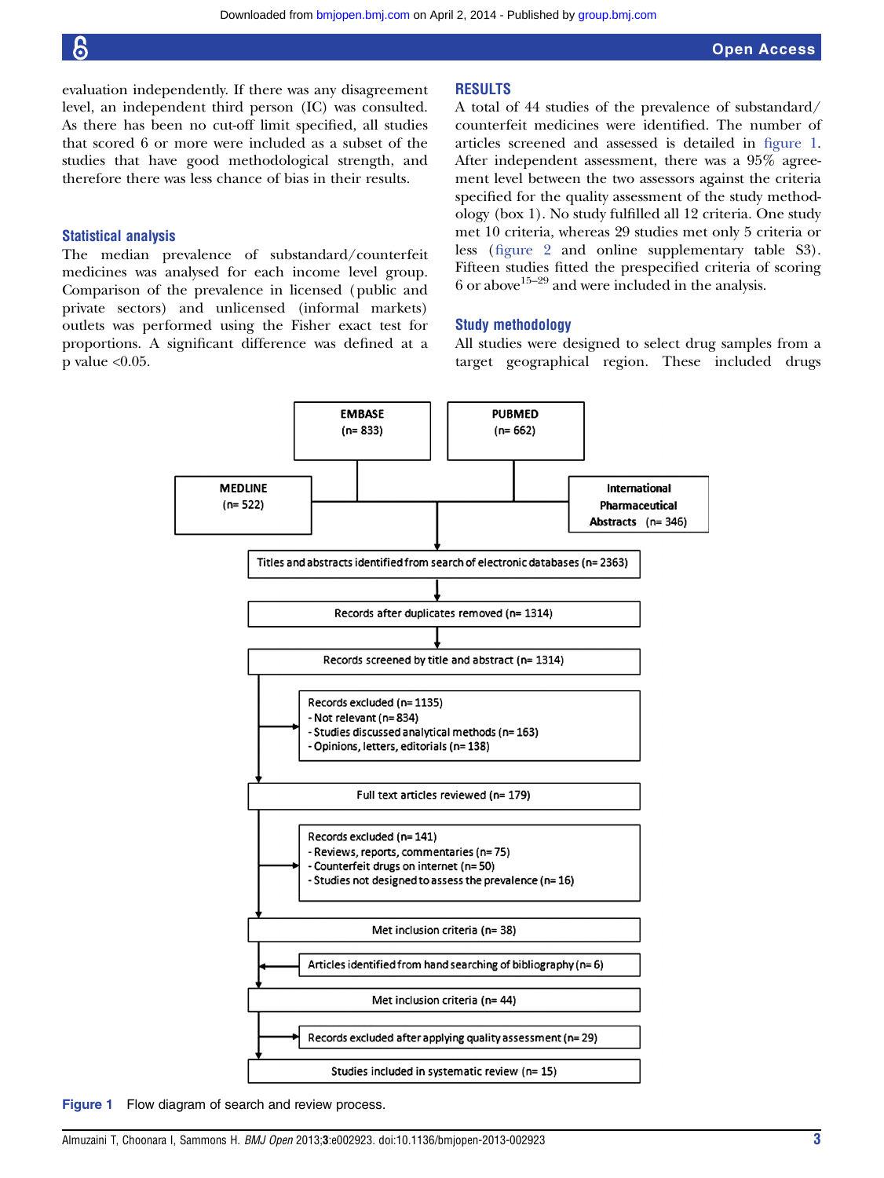evaluation independently. If there was any disagreement level, an independent third person (IC) was consulted. As there has been no cut-off limit specified, all studies that scored 6 or more were included as a subset of the studies that have good methodological strength, and therefore there was less chance of bias in their results.

## Statistical analysis

The median prevalence of substandard/counterfeit medicines was analysed for each income level group. Comparison of the prevalence in licensed (public and private sectors) and unlicensed (informal markets) outlets was performed using the Fisher exact test for proportions. A significant difference was defined at a p value <0.05.

## RESULTS

A total of 44 studies of the prevalence of substandard/counterfeit medicines were identified. The number of articles screened and assessed is detailed in figure 1. After independent assessment, there was a 95% agreement level between the two assessors against the criteria specified for the quality assessment of the study methodology (box 1). No study fulfilled all 12 criteria. One study met 10 criteria, whereas 29 studies met only 5 criteria or less (figure 2 and online supplementary table S3). Fifteen studies fitted the prespecified criteria of scoring 6 or above[15–29] and were included in the analysis.

## Study methodology

All studies were designed to select drug samples from a target geographical region. These included drugs

EMBASE (n= 833)

PUBMED (n= 662)

MEDLINE (n= 522)

International Pharmaceutical Abstracts (n= 346)

Titles and abstracts identified from search of electronic databases (n= 2363)

Records after duplicates removed (n= 1314)

Records screened by title and abstract (n= 1314)

Records excluded (n= 1135)
- Not relevant (n= 834)
- Studies discussed analytical methods (n= 163)
- Opinions, letters, editorials (n= 138)

Full text articles reviewed (n= 179)

Records excluded (n= 141)
- Reviews, reports, commentaries (n= 75)
- Counterfeit drugs on internet (n= 50)
- Studies not designed to assess the prevalence (n= 16)

Met inclusion criteria (n= 38)

Articles identified from hand searching of bibliography (n= 6)

Met inclusion criteria (n= 44)

Records excluded after applying quality assessment (n= 29)

Studies included in systematic review (n= 15)

**Figure 1** Flow diagram of search and review process.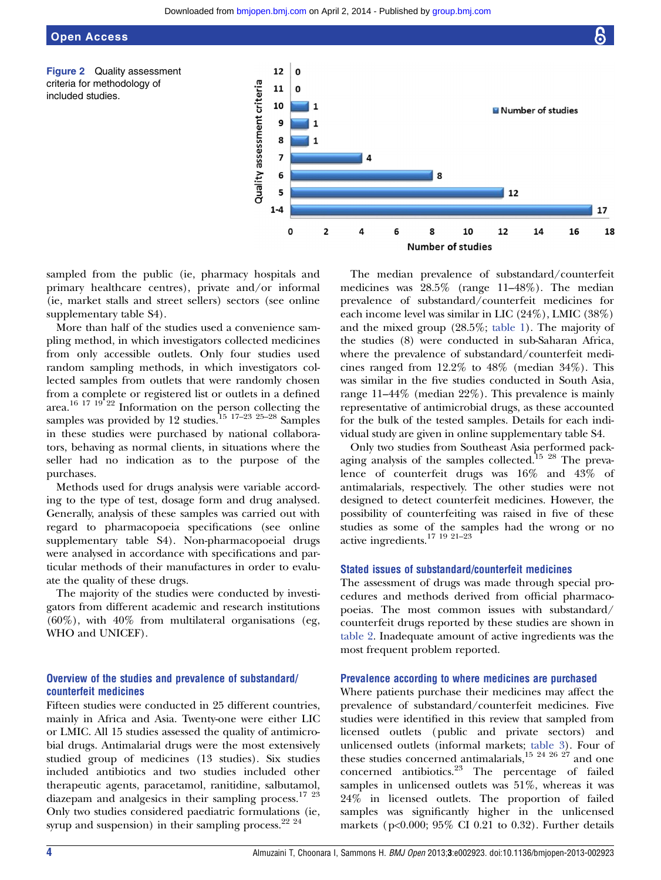**Figure 2** Quality assessment criteria for methodology of included studies.

| Quality assessment criteria | Number of studies |
|---|---|
| 12 | 0 |
| 11 | 0 |
| 10 | 1 |
| 9 | 1 |
| 8 | 1 |
| 7 | 4 |
| 6 | 8 |
| 5 | 12 |
| 1-4 | 17 |

sampled from the public (ie, pharmacy hospitals and primary healthcare centres), private and/or informal (ie, market stalls and street sellers) sectors (see online supplementary table S4).

More than half of the studies used a convenience sampling method, in which investigators collected medicines from only accessible outlets. Only four studies used random sampling methods, in which investigators collected samples from outlets that were randomly chosen from a complete or registered list or outlets in a defined area.[16 17 19 22] Information on the person collecting the samples was provided by 12 studies.[15 17–23 25–28] Samples in these studies were purchased by national collaborators, behaving as normal clients, in situations where the seller had no indication as to the purpose of the purchases.

Methods used for drugs analysis were variable according to the type of test, dosage form and drug analysed. Generally, analysis of these samples was carried out with regard to pharmacopoeia specifications (see online supplementary table S4). Non-pharmacopoeial drugs were analysed in accordance with specifications and particular methods of their manufactures in order to evaluate the quality of these drugs.

The majority of the studies were conducted by investigators from different academic and research institutions (60%), with 40% from multilateral organisations (eg, WHO and UNICEF).

## Overview of the studies and prevalence of substandard/counterfeit medicines

Fifteen studies were conducted in 25 different countries, mainly in Africa and Asia. Twenty-one were either LIC or LMIC. All 15 studies assessed the quality of antimicrobial drugs. Antimalarial drugs were the most extensively studied group of medicines (13 studies). Six studies included antibiotics and two studies included other therapeutic agents, paracetamol, ranitidine, salbutamol, diazepam and analgesics in their sampling process.[17 23] Only two studies considered paediatric formulations (ie, syrup and suspension) in their sampling process.[22 24]

The median prevalence of substandard/counterfeit medicines was 28.5% (range 11–48%). The median prevalence of substandard/counterfeit medicines for each income level was similar in LIC (24%), LMIC (38%) and the mixed group (28.5%; table 1). The majority of the studies (8) were conducted in sub-Saharan Africa, where the prevalence of substandard/counterfeit medicines ranged from 12.2% to 48% (median 34%). This was similar in the five studies conducted in South Asia, range 11–44% (median 22%). This prevalence is mainly representative of antimicrobial drugs, as these accounted for the bulk of the tested samples. Details for each individual study are given in online supplementary table S4.

Only two studies from Southeast Asia performed packaging analysis of the samples collected.[15 28] The prevalence of counterfeit drugs was 16% and 43% of antimalarials, respectively. The other studies were not designed to detect counterfeit medicines. However, the possibility of counterfeiting was raised in five of these studies as some of the samples had the wrong or no active ingredients.[17 19 21–23]

## Stated issues of substandard/counterfeit medicines

The assessment of drugs was made through special procedures and methods derived from official pharmacopoeias. The most common issues with substandard/counterfeit drugs reported by these studies are shown in table 2. Inadequate amount of active ingredients was the most frequent problem reported.

## Prevalence according to where medicines are purchased

Where patients purchase their medicines may affect the prevalence of substandard/counterfeit medicines. Five studies were identified in this review that sampled from licensed outlets (public and private sectors) and unlicensed outlets (informal markets; table 3). Four of these studies concerned antimalarials,[15 24 26 27] and one concerned antibiotics.[23] The percentage of failed samples in unlicensed outlets was 51%, whereas it was 24% in licensed outlets. The proportion of failed samples was significantly higher in the unlicensed markets ($p<0.000$; 95% CI 0.21 to 0.32). Further details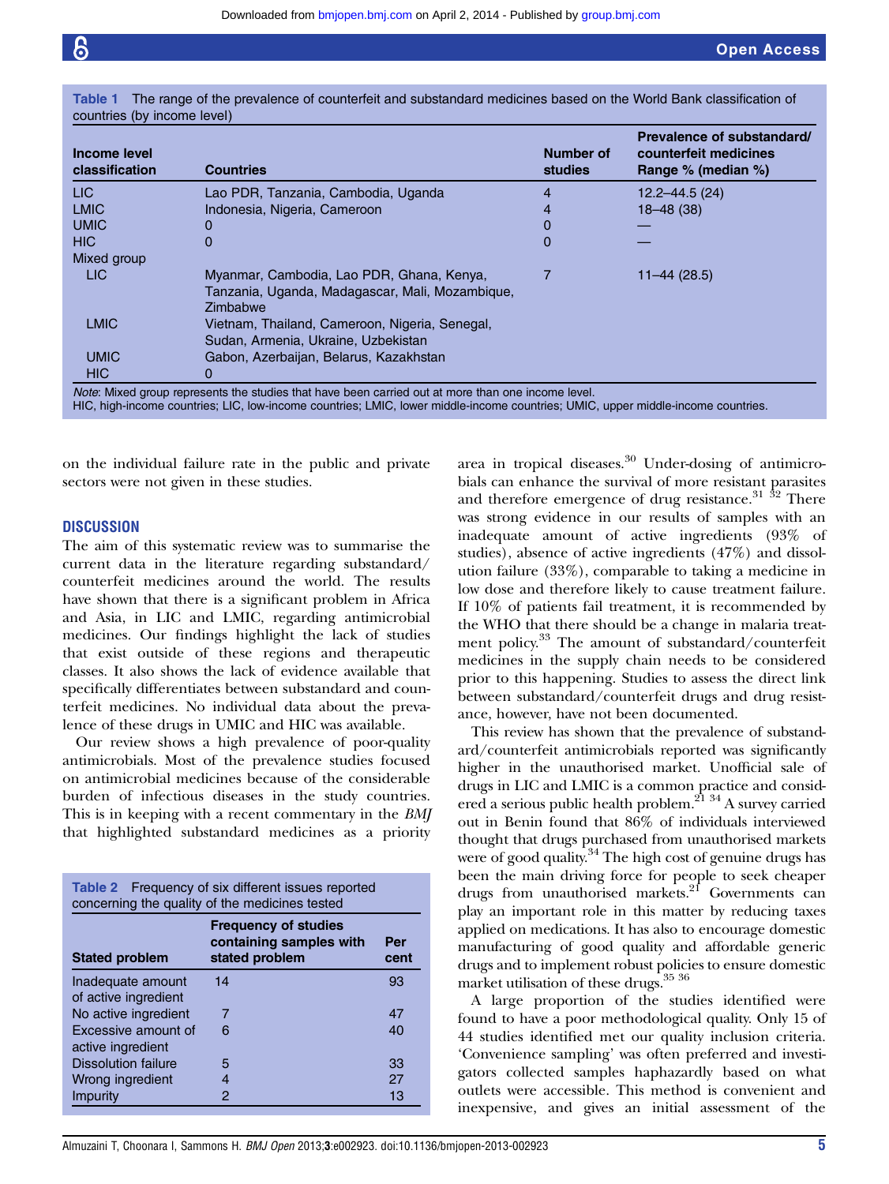Table 1 The range of the prevalence of counterfeit and substandard medicines based on the World Bank classification of countries (by income level)

| Income level classification | Countries | Number of studies | Prevalence of substandard/ counterfeit medicines Range % (median %) |
|---|---|---|---|
| LIC | Lao PDR, Tanzania, Cambodia, Uganda | 4 | 12.2–44.5 (24) |
| LMIC | Indonesia, Nigeria, Cameroon | 4 | 18–48 (38) |
| UMIC | 0 | 0 | — |
| HIC | 0 | 0 | — |
| Mixed group | | | |
| LIC | Myanmar, Cambodia, Lao PDR, Ghana, Kenya, Tanzania, Uganda, Madagascar, Mali, Mozambique, Zimbabwe | 7 | 11–44 (28.5) |
| LMIC | Vietnam, Thailand, Cameroon, Nigeria, Senegal, Sudan, Armenia, Ukraine, Uzbekistan | | |
| UMIC | Gabon, Azerbaijan, Belarus, Kazakhstan | | |
| HIC | 0 | | |

*Note*: Mixed group represents the studies that have been carried out at more than one income level.
HIC, high-income countries; LIC, low-income countries; LMIC, lower middle-income countries; UMIC, upper middle-income countries.

on the individual failure rate in the public and private sectors were not given in these studies.

## DISCUSSION

The aim of this systematic review was to summarise the current data in the literature regarding substandard/counterfeit medicines around the world. The results have shown that there is a significant problem in Africa and Asia, in LIC and LMIC, regarding antimicrobial medicines. Our findings highlight the lack of studies that exist outside of these regions and therapeutic classes. It also shows the lack of evidence available that specifically differentiates between substandard and counterfeit medicines. No individual data about the prevalence of these drugs in UMIC and HIC was available.

Our review shows a high prevalence of poor-quality antimicrobials. Most of the prevalence studies focused on antimicrobial medicines because of the considerable burden of infectious diseases in the study countries. This is in keeping with a recent commentary in the *BMJ* that highlighted substandard medicines as a priority area in tropical diseases.[30] Under-dosing of antimicrobials can enhance the survival of more resistant parasites and therefore emergence of drug resistance.[31 32] There was strong evidence in our results of samples with an inadequate amount of active ingredients (93% of studies), absence of active ingredients (47%) and dissolution failure (33%), comparable to taking a medicine in low dose and therefore likely to cause treatment failure. If 10% of patients fail treatment, it is recommended by the WHO that there should be a change in malaria treatment policy.[33] The amount of substandard/counterfeit medicines in the supply chain needs to be considered prior to this happening. Studies to assess the direct link between substandard/counterfeit drugs and drug resistance, however, have not been documented.

Table 2 Frequency of six different issues reported concerning the quality of the medicines tested

| Stated problem | Frequency of studies containing samples with stated problem | Per cent |
|---|---|---|
| Inadequate amount of active ingredient | 14 | 93 |
| No active ingredient | 7 | 47 |
| Excessive amount of active ingredient | 6 | 40 |
| Dissolution failure | 5 | 33 |
| Wrong ingredient | 4 | 27 |
| Impurity | 2 | 13 |

This review has shown that the prevalence of substandard/counterfeit antimicrobials reported was significantly higher in the unauthorised market. Unofficial sale of drugs in LIC and LMIC is a common practice and considered a serious public health problem.[21 34] A survey carried out in Benin found that 86% of individuals interviewed thought that drugs purchased from unauthorised markets were of good quality.[34] The high cost of genuine drugs has been the main driving force for people to seek cheaper drugs from unauthorised markets.[21] Governments can play an important role in this matter by reducing taxes applied on medications. It has also to encourage domestic manufacturing of good quality and affordable generic drugs and to implement robust policies to ensure domestic market utilisation of these drugs.[35 36]

A large proportion of the studies identified were found to have a poor methodological quality. Only 15 of 44 studies identified met our quality inclusion criteria. 'Convenience sampling' was often preferred and investigators collected samples haphazardly based on what outlets were accessible. This method is convenient and inexpensive, and gives an initial assessment of the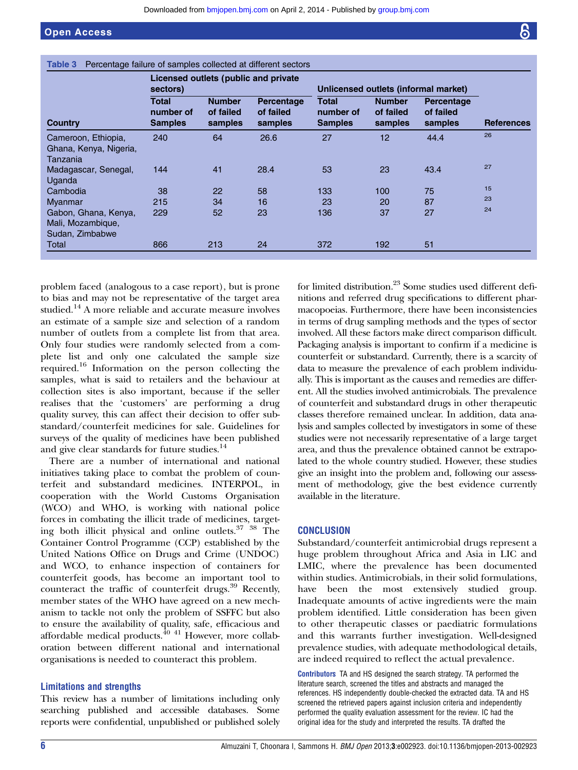**Table 3** Percentage failure of samples collected at different sectors

| Country | Licensed outlets (public and private sectors) | | | Unlicensed outlets (informal market) | | | References |
|---|---|---|---|---|---|---|---|
| | Total number of Samples | Number of failed samples | Percentage of failed samples | Total number of Samples | Number of failed samples | Percentage of failed samples | |
| Cameroon, Ethiopia, Ghana, Kenya, Nigeria, Tanzania | 240 | 64 | 26.6 | 27 | 12 | 44.4 | 26 |
| Madagascar, Senegal, Uganda | 144 | 41 | 28.4 | 53 | 23 | 43.4 | 27 |
| Cambodia | 38 | 22 | 58 | 133 | 100 | 75 | 15 |
| Myanmar | 215 | 34 | 16 | 23 | 20 | 87 | 23 |
| Gabon, Ghana, Kenya, Mali, Mozambique, Sudan, Zimbabwe | 229 | 52 | 23 | 136 | 37 | 27 | 24 |
| Total | 866 | 213 | 24 | 372 | 192 | 51 | |

problem faced (analogous to a case report), but is prone to bias and may not be representative of the target area studied.[14] A more reliable and accurate measure involves an estimate of a sample size and selection of a random number of outlets from a complete list from that area. Only four studies were randomly selected from a complete list and only one calculated the sample size required.[16] Information on the person collecting the samples, what is said to retailers and the behaviour at collection sites is also important, because if the seller realises that the 'customers' are performing a drug quality survey, this can affect their decision to offer substandard/counterfeit medicines for sale. Guidelines for surveys of the quality of medicines have been published and give clear standards for future studies.[14]

There are a number of international and national initiatives taking place to combat the problem of counterfeit and substandard medicines. INTERPOL, in cooperation with the World Customs Organisation (WCO) and WHO, is working with national police forces in combating the illicit trade of medicines, targeting both illicit physical and online outlets.[37 38] The Container Control Programme (CCP) established by the United Nations Office on Drugs and Crime (UNDOC) and WCO, to enhance inspection of containers for counterfeit goods, has become an important tool to counteract the traffic of counterfeit drugs.[39] Recently, member states of the WHO have agreed on a new mechanism to tackle not only the problem of SSFFC but also to ensure the availability of quality, safe, efficacious and affordable medical products.[40 41] However, more collaboration between different national and international organisations is needed to counteract this problem.

### Limitations and strengths

This review has a number of limitations including only searching published and accessible databases. Some reports were confidential, unpublished or published solely for limited distribution.[23] Some studies used different definitions and referred drug specifications to different pharmacopoeias. Furthermore, there have been inconsistencies in terms of drug sampling methods and the types of sector involved. All these factors make direct comparison difficult. Packaging analysis is important to confirm if a medicine is counterfeit or substandard. Currently, there is a scarcity of data to measure the prevalence of each problem individually. This is important as the causes and remedies are different. All the studies involved antimicrobials. The prevalence of counterfeit and substandard drugs in other therapeutic classes therefore remained unclear. In addition, data analysis and samples collected by investigators in some of these studies were not necessarily representative of a large target area, and thus the prevalence obtained cannot be extrapolated to the whole country studied. However, these studies give an insight into the problem and, following our assessment of methodology, give the best evidence currently available in the literature.

## CONCLUSION

Substandard/counterfeit antimicrobial drugs represent a huge problem throughout Africa and Asia in LIC and LMIC, where the prevalence has been documented within studies. Antimicrobials, in their solid formulations, have been the most extensively studied group. Inadequate amounts of active ingredients were the main problem identified. Little consideration has been given to other therapeutic classes or paediatric formulations and this warrants further investigation. Well-designed prevalence studies, with adequate methodological details, are indeed required to reflect the actual prevalence.

**Contributors** TA and HS designed the search strategy. TA performed the literature search, screened the titles and abstracts and managed the references. HS independently double-checked the extracted data. TA and HS screened the retrieved papers against inclusion criteria and independently performed the quality evaluation assessment for the review. IC had the original idea for the study and interpreted the results. TA drafted the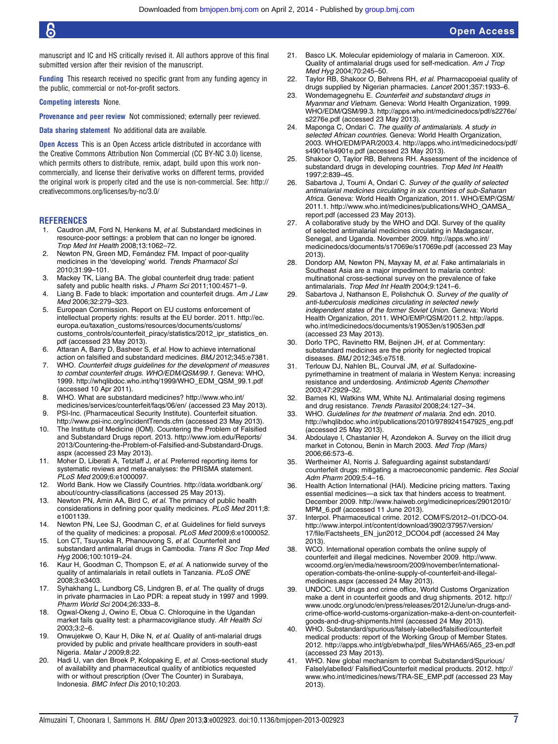manuscript and IC and HS critically revised it. All authors approve of this final submitted version after their revision of the manuscript.

**Funding** This research received no specific grant from any funding agency in the public, commercial or not-for-profit sectors.

**Competing interests** None.

**Provenance and peer review** Not commissioned; externally peer reviewed.

**Data sharing statement** No additional data are available.

**Open Access** This is an Open Access article distributed in accordance with the Creative Commons Attribution Non Commercial (CC BY-NC 3.0) license, which permits others to distribute, remix, adapt, build upon this work non-commercially, and license their derivative works on different terms, provided the original work is properly cited and the use is non-commercial. See: http://creativecommons.org/licenses/by-nc/3.0/

## REFERENCES

1. Caudron JM, Ford N, Henkens M, *et al*. Substandard medicines in resource-poor settings: a problem that can no longer be ignored. *Trop Med Int Health* 2008;13:1062–72.
2. Newton PN, Green MD, Fernández FM. Impact of poor-quality medicines in the 'developing' world. *Trends Pharmacol Sci* 2010;31:99–101.
3. Mackey TK, Liang BA. The global counterfeit drug trade: patient safety and public health risks. *J Pharm Sci* 2011;100:4571–9.
4. Liang B. Fade to black: importation and counterfeit drugs. *Am J Law Med* 2006;32:279–323.
5. European Commission. Report on EU customs enforcement of intellectual property rights: results at the EU border. 2011. http://ec.europa.eu/taxation_customs/resources/documents/customs/customs_controls/counterfeit_piracy/statistics/2012_ipr_statistics_en.pdf (accessed 23 May 2013).
6. Attaran A, Barry D, Basheer S, *et al*. How to achieve international action on falsified and substandard medicines. *BMJ* 2012;345:e7381.
7. WHO. *Counterfeit drugs guidelines for the development of measures to combat counterfeit drugs. WHO/EDM/QSM/99.1*. Geneva: WHO, 1999. http://whqlibdoc.who.int/hq/1999/WHO_EDM_QSM_99.1.pdf (accessed 10 Apr 2011).
8. WHO. What are substandard medicines? http://www.who.int/medicines/services/counterfeit/faqs/06/en/ (accessed 23 May 2013).
9. PSI-Inc. (Pharmaceutical Security Institute). Counterfeit situation. http://www.psi-inc.org/incidentTrends.cfm (accessed 23 May 2013).
10. The Institute of Medicine (IOM). Countering the Problem of Falsified and Substandard Drugs report. 2013. http://www.iom.edu/Reports/2013/Countering-the-Problem-of-Falsified-and-Substandard-Drugs.aspx (accessed 23 May 2013).
11. Moher D, Liberati A, Tetzlaff J, *et al*. Preferred reporting items for systematic reviews and meta-analyses: the PRISMA statement. *PLoS Med* 2009;6:e1000097.
12. World Bank. How we Classify Countries. http://data.worldbank.org/about/country-classifications (accessed 25 May 2013).
13. Newton PN, Amin AA, Bird C, *et al*. The primacy of public health considerations in defining poor quality medicines. *PLoS Med* 2011;8:e1001139.
14. Newton PN, Lee SJ, Goodman C, *et al*. Guidelines for field surveys of the quality of medicines: a proposal. *PLoS Med* 2009;6:e1000052.
15. Lon CT, Tsuyuoka R, Phanouvong S, *et al*. Counterfeit and substandard antimalarial drugs in Cambodia. *Trans R Soc Trop Med Hyg* 2006;100:1019–24.
16. Kaur H, Goodman C, Thompson E, *et al*. A nationwide survey of the quality of antimalarials in retail outlets in Tanzania. *PLoS ONE* 2008;3:e3403.
17. Syhakhang L, Lundborg CS, Lindgren B, *et al*. The quality of drugs in private pharmacies in Lao PDR: a repeat study in 1997 and 1999. *Pharm World Sci* 2004;26:333–8.
18. Ogwal-Okeng J, Owino E, Obua C. Chloroquine in the Ugandan market fails quality test: a pharmacovigilance study. *Afr Health Sci* 2003;3:2–6.
19. Onwujekwe O, Kaur H, Dike N, *et al*. Quality of anti-malarial drugs provided by public and private healthcare providers in south-east Nigeria. *Malar J* 2009;8:22.
20. Hadi U, van den Broek P, Kolopaking E, *et al*. Cross-sectional study of availability and pharmaceutical quality of antibiotics requested with or without prescription (Over The Counter) in Surabaya, Indonesia. *BMC Infect Dis* 2010;10:203.
21. Basco LK. Molecular epidemiology of malaria in Cameroon. XIX. Quality of antimalarial drugs used for self-medication. *Am J Trop Med Hyg* 2004;70:245–50.
22. Taylor RB, Shakoor O, Behrens RH, *et al*. Pharmacopoeial quality of drugs supplied by Nigerian pharmacies. *Lancet* 2001;357:1933–6.
23. Wondemagegnehu E. *Counterfeit and substandard drugs in Myanmar and Vietnam*. Geneva: World Health Organization, 1999. WHO/EDM/QSM/99.3. http://apps.who.int/medicinedocs/pdf/s2276e/s2276e.pdf (accessed 23 May 2013).
24. Maponga C, Ondari C. *The quality of antimalarials. A study in selected African countries*. Geneva: World Health Organization, 2003. WHO/EDM/PAR/2003.4. http://apps.who.int/medicinedocs/pdf/s4901e/s4901e.pdf (accessed 23 May 2013).
25. Shakoor O, Taylor RB, Behrens RH. Assessment of the incidence of substandard drugs in developing countries. *Trop Med Int Health* 1997;2:839–45.
26. Sabartova J, Toumi A, Ondari C. *Survey of the quality of selected antimalarial medicines circulating in six countries of sub-Saharan Africa*. Geneva: World Health Organization, 2011. WHO/EMP/QSM/2011.1. http://www.who.int/medicines/publications/WHO_QAMSA_report.pdf (accessed 23 May 2013).
27. A collaborative study by the WHO and DQI. Survey of the quality of selected antimalarial medicines circulating in Madagascar, Senegal, and Uganda. November 2009. http://apps.who.int/medicinedocs/documents/s17069e/s17069e.pdf (accessed 23 May 2013).
28. Dondorp AM, Newton PN, Mayxay M, *et al*. Fake antimalarials in Southeast Asia are a major impediment to malaria control: multinational cross-sectional survey on the prevalence of fake antimalarials. *Trop Med Int Health* 2004;9:1241–6.
29. Sabartova J, Nathanson E, Polishchuk O. *Survey of the quality of anti-tuberculosis medicines circulating in selected newly independent states of the former Soviet Union*. Geneva: World Health Organization, 2011. WHO/EMP/QSM/2011.2. http://apps.who.int/medicinedocs/documents/s19053en/s19053en.pdf (accessed 23 May 2013).
30. Dorlo TPC, Ravinetto RM, Beijnen JH, *et al*. Commentary: substandard medicines are the priority for neglected tropical diseases. *BMJ* 2012;345:e7518.
31. Terlouw DJ, Nahlen BL, Courval JM, *et al*. Sulfadoxine-pyrimethamine in treatment of malaria in Western Kenya: increasing resistance and underdosing. *Antimicrob Agents Chemother* 2003;47:2929–32.
32. Barnes KI, Watkins WM, White NJ. Antimalarial dosing regimens and drug resistance. *Trends Parasitol* 2008;24:127–34.
33. WHO. *Guidelines for the treatment of malaria*. 2nd edn. 2010. http://whqlibdoc.who.int/publications/2010/9789241547925_eng.pdf (accessed 25 May 2013).
34. Abdoulaye I, Chastanier H, Azondekon A. Survey on the illicit drug market in Cotonou, Benin in March 2003. *Med Trop (Mars)* 2006;66:573–6.
35. Wertheimer AI, Norris J. Safeguarding against substandard/counterfeit drugs: mitigating a macroeconomic pandemic. *Res Social Adm Pharm* 2009;5:4–16.
36. Health Action International (HAI). Medicine pricing matters. Taxing essential medicines—a sick tax that hinders access to treatment. December 2009. http://www.haiweb.org/medicineprices/29012010/MPM_6.pdf (accessed 11 June 2013).
37. Interpol. Pharmaceutical crime. 2012. COM/FS/2012–01/DCO-04. http://www.interpol.int/content/download/3902/37957/version/17/file/Factsheets_EN_jun2012_DCO04.pdf (accessed 24 May 2013).
38. WCO. International operation combats the online supply of counterfeit and illegal medicines. November 2009. http://www.wcoomd.org/en/media/newsroom/2009/november/international-operation-combats-the-online-supply-of-counterfeit-and-illegal-medicines.aspx (accessed 24 May 2013).
39. UNDOC. UN drugs and crime office, World Customs Organization make a dent in counterfeit goods and drug shipments. 2012. http://www.unodc.org/unodc/en/press/releases/2012/June/un-drugs-and-crime-office-world-customs-organization-make-a-dent-on-counterfeit-goods-and-drug-shipments.html (accessed 24 May 2013).
40. WHO. Substandard/spurious/falsely-labelled/falsified/counterfeit medical products: report of the Working Group of Member States. 2012. http://apps.who.int/gb/ebwha/pdf_files/WHA65/A65_23-en.pdf (accessed 23 May 2013).
41. WHO. New global mechanism to combat Substandard/Spurious/Falselylabelled/ Falsified/Counterfeit medical products. 2012. http://www.who.int/medicines/news/TRA-SE_EMP.pdf (accessed 23 May 2013).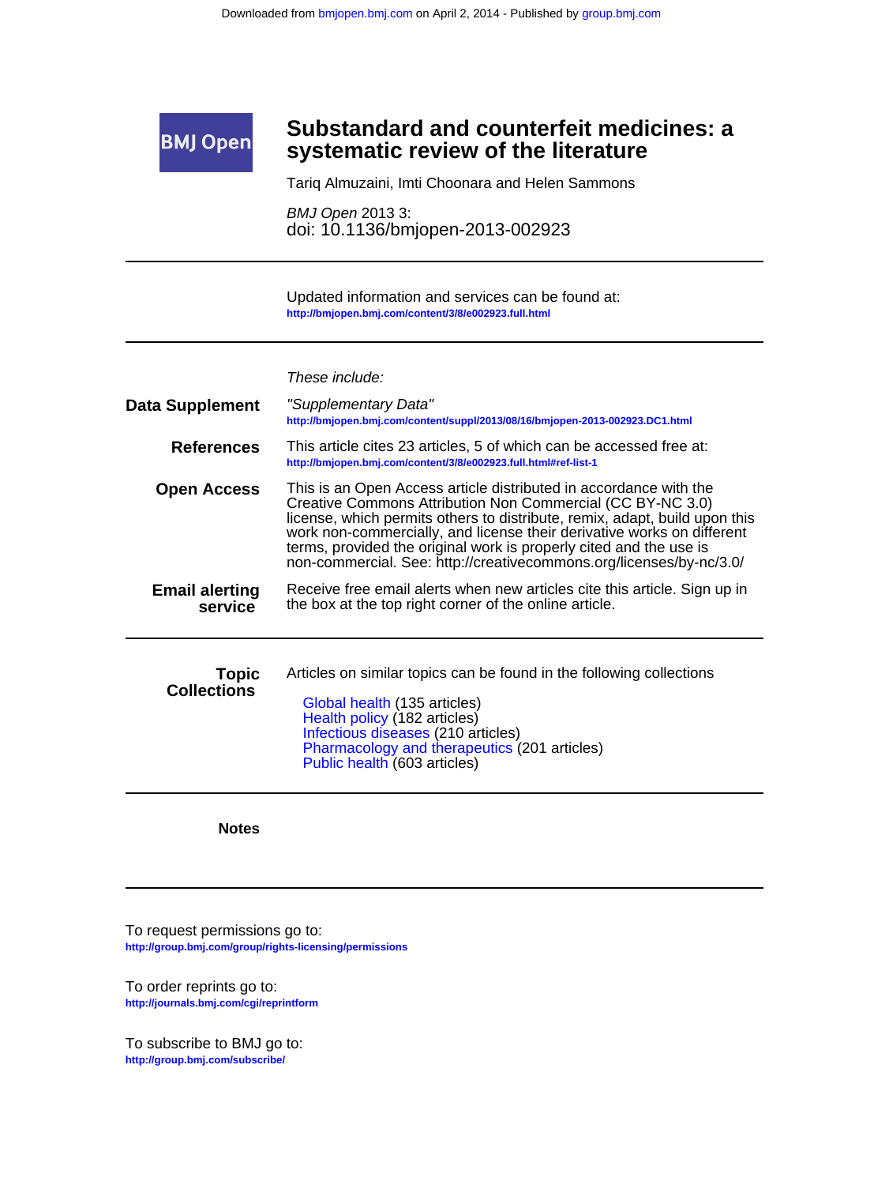Downloaded from bmjopen.bmj.com on April 2, 2014 - Published by group.bmj.com

BMJ Open

# Substandard and counterfeit medicines: a systematic review of the literature

Tariq Almuzaini, Imti Choonara and Helen Sammons

*BMJ Open* 2013 3:
doi: 10.1136/bmjopen-2013-002923

---

Updated information and services can be found at:
http://bmjopen.bmj.com/content/3/8/e002923.full.html

---

*These include:*

**Data Supplement**
*"Supplementary Data"*
http://bmjopen.bmj.com/content/suppl/2013/08/16/bmjopen-2013-002923.DC1.html

**References**
This article cites 23 articles, 5 of which can be accessed free at:
http://bmjopen.bmj.com/content/3/8/e002923.full.html#ref-list-1

**Open Access**
This is an Open Access article distributed in accordance with the Creative Commons Attribution Non Commercial (CC BY-NC 3.0) license, which permits others to distribute, remix, adapt, build upon this work non-commercially, and license their derivative works on different terms, provided the original work is properly cited and the use is non-commercial. See: http://creativecommons.org/licenses/by-nc/3.0/

**Email alerting service**
Receive free email alerts when new articles cite this article. Sign up in the box at the top right corner of the online article.

---

**Topic Collections**
Articles on similar topics can be found in the following collections

- Global health (135 articles)
- Health policy (182 articles)
- Infectious diseases (210 articles)
- Pharmacology and therapeutics (201 articles)
- Public health (603 articles)

---

**Notes**

---

To request permissions go to:
http://group.bmj.com/group/rights-licensing/permissions

To order reprints go to:
http://journals.bmj.com/cgi/reprintform

To subscribe to BMJ go to:
http://group.bmj.com/subscribe/